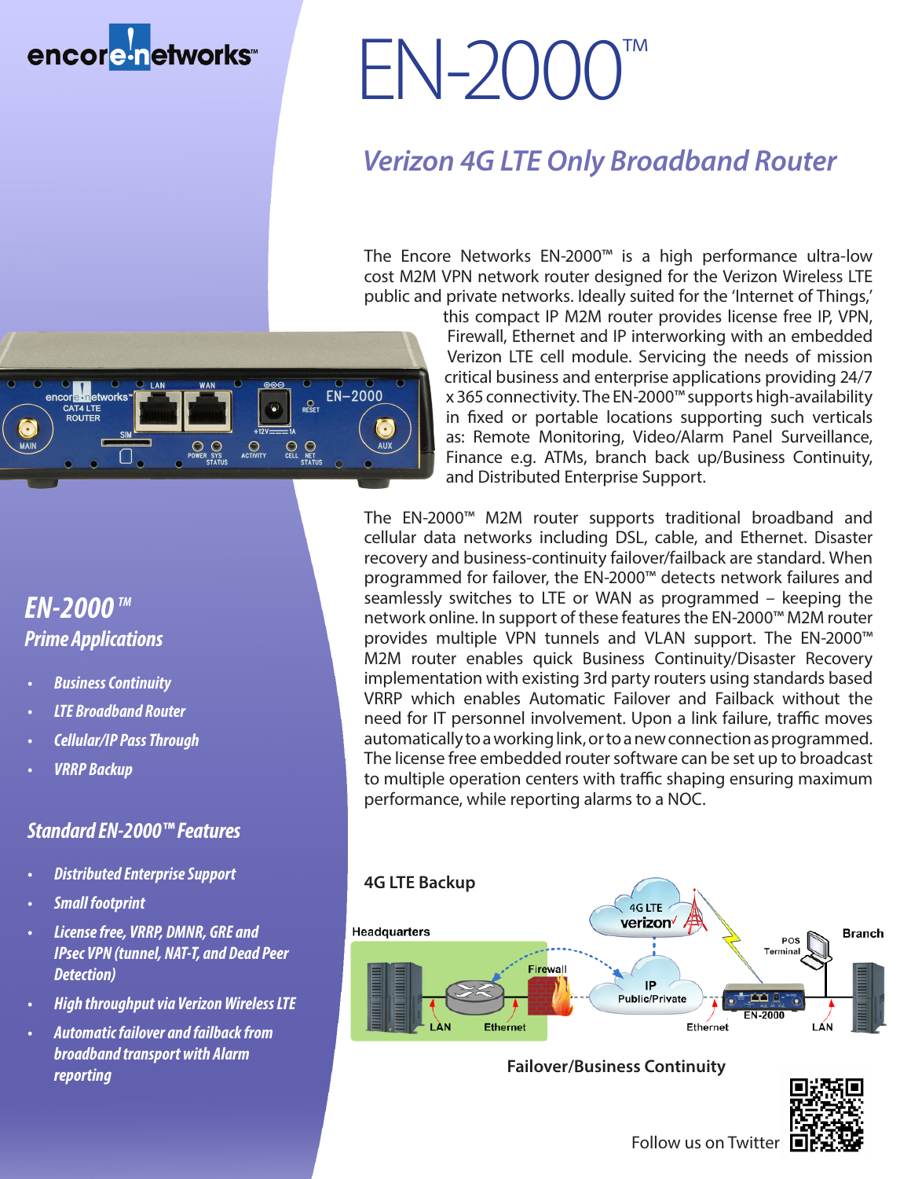# EN-2000™

## Verizon 4G LTE Only Broadband Router

The Encore Networks EN-2000™ is a high performance ultra-low cost M2M VPN network router designed for the Verizon Wireless LTE public and private networks. Ideally suited for the 'Internet of Things,' this compact IP M2M router provides license free IP, VPN, Firewall, Ethernet and IP interworking with an embedded Verizon LTE cell module. Servicing the needs of mission critical business and enterprise applications providing 24/7 x 365 connectivity. The EN-2000™ supports high-availability in fixed or portable locations supporting such verticals as: Remote Monitoring, Video/Alarm Panel Surveillance, Finance e.g. ATMs, branch back up/Business Continuity, and Distributed Enterprise Support.

The EN-2000™ M2M router supports traditional broadband and cellular data networks including DSL, cable, and Ethernet. Disaster recovery and business-continuity failover/failback are standard. When programmed for failover, the EN-2000™ detects network failures and seamlessly switches to LTE or WAN as programmed – keeping the network online. In support of these features the EN-2000™ M2M router provides multiple VPN tunnels and VLAN support. The EN-2000™ M2M router enables quick Business Continuity/Disaster Recovery implementation with existing 3rd party routers using standards based VRRP which enables Automatic Failover and Failback without the need for IT personnel involvement. Upon a link failure, traffic moves automatically to a working link, or to a new connection as programmed. The license free embedded router software can be set up to broadcast to multiple operation centers with traffic shaping ensuring maximum performance, while reporting alarms to a NOC.

### EN-2000™ Prime Applications

- *Business Continuity*
- *LTE Broadband Router*
- *Cellular/IP Pass Through*
- *VRRP Backup*

### Standard EN-2000™ Features

- *Distributed Enterprise Support*
- *Small footprint*
- *License free, VRRP, DMNR, GRE and IPsec VPN (tunnel, NAT-T, and Dead Peer Detection)*
- *High throughput via Verizon Wireless LTE*
- *Automatic failover and failback from broadband transport with Alarm reporting*

**4G LTE Backup**

Headquarters — LAN — Ethernet — Firewall — IP Public/Private — 4G LTE verizon — Ethernet — EN-2000 — LAN — POS Terminal — Branch

**Failover/Business Continuity**

Follow us on Twitter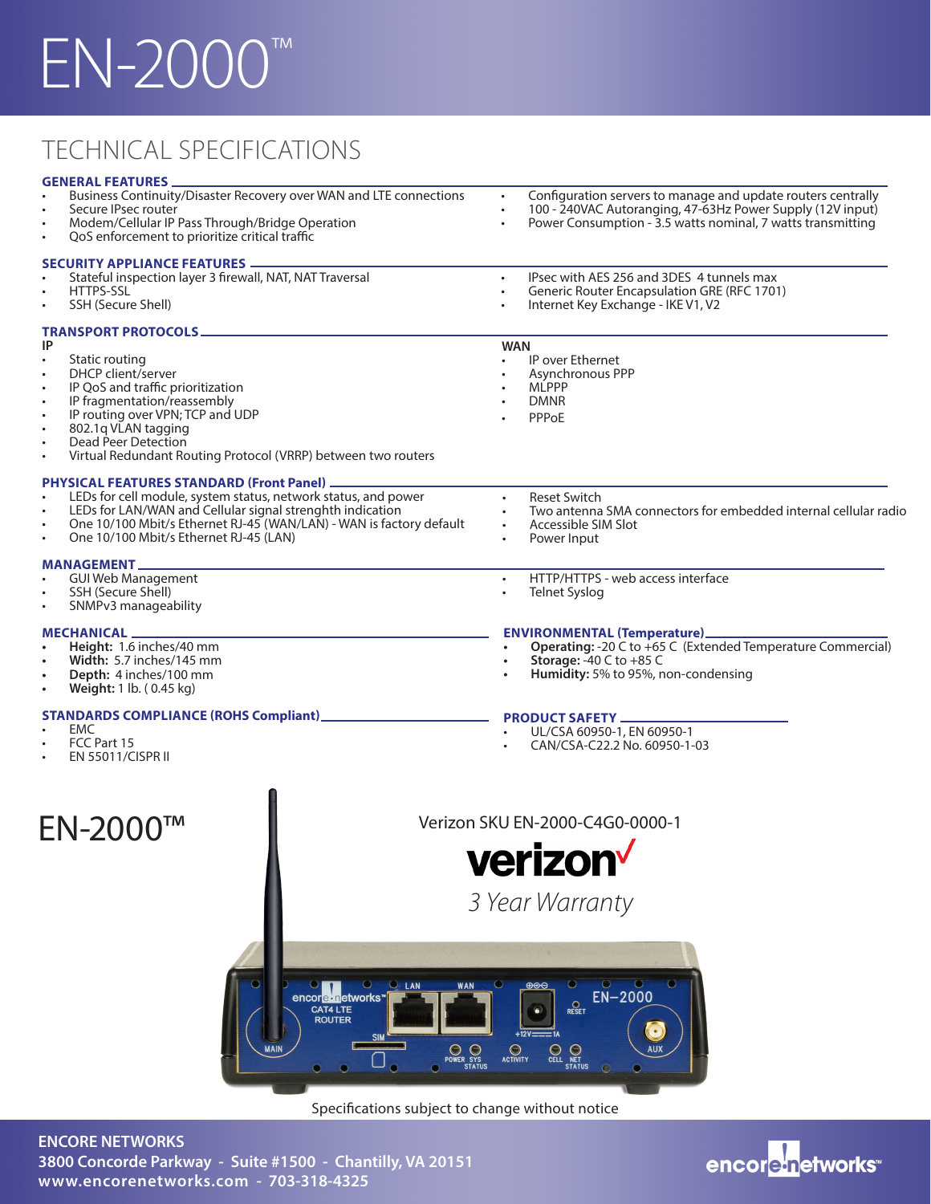# EN-2000™

## TECHNICAL SPECIFICATIONS

### GENERAL FEATURES

- Business Continuity/Disaster Recovery over WAN and LTE connections
- Secure IPsec router
- Modem/Cellular IP Pass Through/Bridge Operation
- QoS enforcement to prioritize critical traffic
- Configuration servers to manage and update routers centrally
- 100 - 240VAC Autoranging, 47-63Hz Power Supply (12V input)
- Power Consumption - 3.5 watts nominal, 7 watts transmitting

### SECURITY APPLIANCE FEATURES

- Stateful inspection layer 3 firewall, NAT, NAT Traversal
- HTTPS-SSL
- SSH (Secure Shell)
- IPsec with AES 256 and 3DES 4 tunnels max
- Generic Router Encapsulation GRE (RFC 1701)
- Internet Key Exchange - IKE V1, V2

### TRANSPORT PROTOCOLS

**IP**

- Static routing
- DHCP client/server
- IP QoS and traffic prioritization
- IP fragmentation/reassembly
- IP routing over VPN; TCP and UDP
- 802.1q VLAN tagging
- Dead Peer Detection
- Virtual Redundant Routing Protocol (VRRP) between two routers

**WAN**

- IP over Ethernet
- Asynchronous PPP
- MLPPP
- DMNR
- PPPoE

### PHYSICAL FEATURES STANDARD (Front Panel)

- LEDs for cell module, system status, network status, and power
- LEDs for LAN/WAN and Cellular signal strenghth indication
- One 10/100 Mbit/s Ethernet RJ-45 (WAN/LAN) - WAN is factory default
- One 10/100 Mbit/s Ethernet RJ-45 (LAN)
- Reset Switch
- Two antenna SMA connectors for embedded internal cellular radio
- Accessible SIM Slot
- Power Input

### MANAGEMENT

- GUI Web Management
- SSH (Secure Shell)
- SNMPv3 manageability
- HTTP/HTTPS - web access interface
- Telnet Syslog

### MECHANICAL

- **Height:** 1.6 inches/40 mm
- **Width:** 5.7 inches/145 mm
- **Depth:** 4 inches/100 mm
- **Weight:** 1 lb. ( 0.45 kg)

### ENVIRONMENTAL (Temperature)

- **Operating:** -20 C to +65 C (Extended Temperature Commercial)
- **Storage:** -40 C to +85 C
- **Humidity:** 5% to 95%, non-condensing

### STANDARDS COMPLIANCE (ROHS Compliant)

- EMC
- FCC Part 15
- EN 55011/CISPR II

### PRODUCT SAFETY

- UL/CSA 60950-1, EN 60950-1
- CAN/CSA-C22.2 No. 60950-1-03

## EN-2000™

Verizon SKU EN-2000-C4G0-0000-1

verizon

*3 Year Warranty*

Specifications subject to change without notice

**ENCORE NETWORKS**
**3800 Concorde Parkway - Suite #1500 - Chantilly, VA 20151**
**www.encorenetworks.com - 703-318-4325**